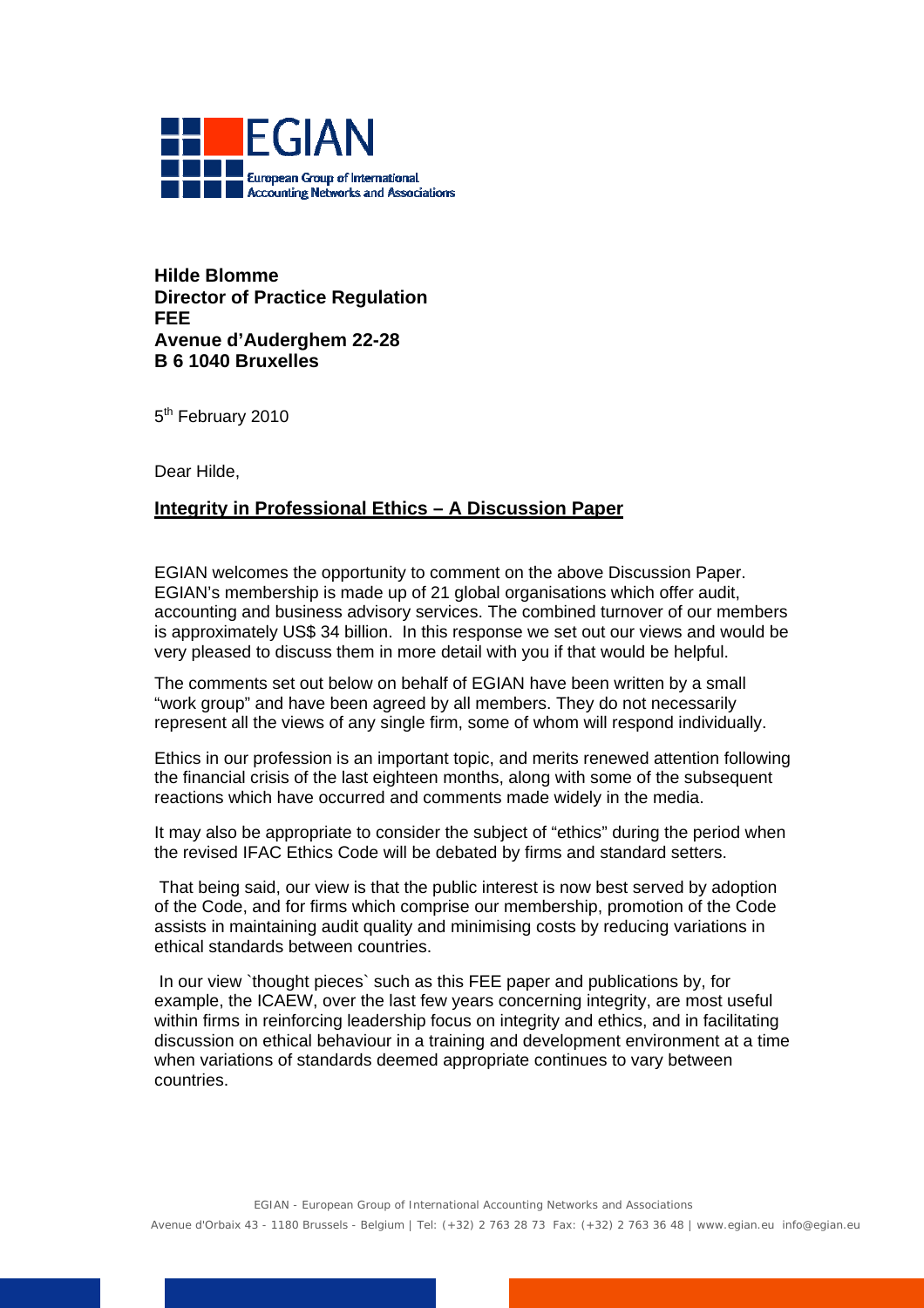EGIAN

European Group of International Accounting Networks and Associations

**Hilde Blomme**
**Director of Practice Regulation**
**FEE**
**Avenue d'Auderghem 22-28**
**B 6 1040 Bruxelles**

5th February 2010

Dear Hilde,

**Integrity in Professional Ethics – A Discussion Paper**

EGIAN welcomes the opportunity to comment on the above Discussion Paper. EGIAN's membership is made up of 21 global organisations which offer audit, accounting and business advisory services. The combined turnover of our members is approximately US$ 34 billion. In this response we set out our views and would be very pleased to discuss them in more detail with you if that would be helpful.

The comments set out below on behalf of EGIAN have been written by a small "work group" and have been agreed by all members. They do not necessarily represent all the views of any single firm, some of whom will respond individually.

Ethics in our profession is an important topic, and merits renewed attention following the financial crisis of the last eighteen months, along with some of the subsequent reactions which have occurred and comments made widely in the media.

It may also be appropriate to consider the subject of "ethics" during the period when the revised IFAC Ethics Code will be debated by firms and standard setters.

That being said, our view is that the public interest is now best served by adoption of the Code, and for firms which comprise our membership, promotion of the Code assists in maintaining audit quality and minimising costs by reducing variations in ethical standards between countries.

In our view `thought pieces` such as this FEE paper and publications by, for example, the ICAEW, over the last few years concerning integrity, are most useful within firms in reinforcing leadership focus on integrity and ethics, and in facilitating discussion on ethical behaviour in a training and development environment at a time when variations of standards deemed appropriate continues to vary between countries.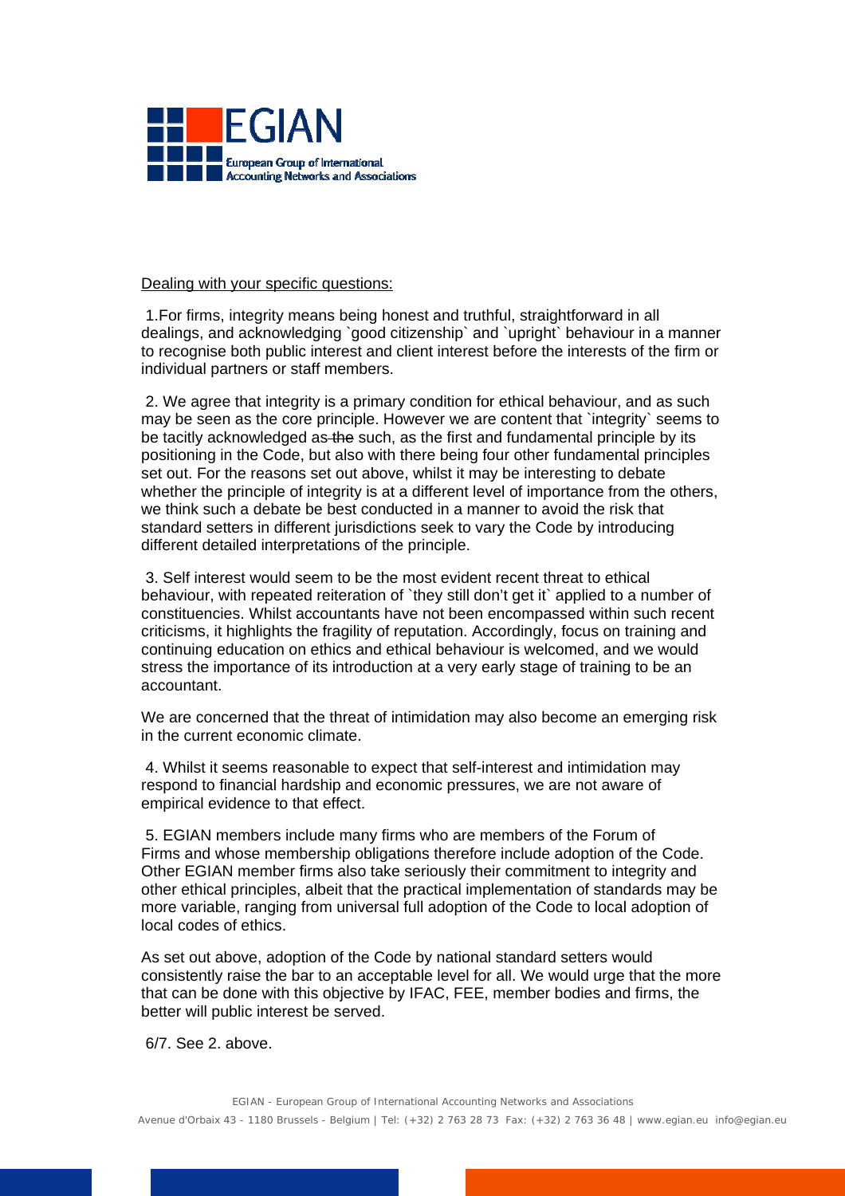Dealing with your specific questions:

1. For firms, integrity means being honest and truthful, straightforward in all dealings, and acknowledging `good citizenship` and `upright` behaviour in a manner to recognise both public interest and client interest before the interests of the firm or individual partners or staff members.

2. We agree that integrity is a primary condition for ethical behaviour, and as such may be seen as the core principle. However we are content that `integrity` seems to be tacitly acknowledged as ~~the~~ such, as the first and fundamental principle by its positioning in the Code, but also with there being four other fundamental principles set out. For the reasons set out above, whilst it may be interesting to debate whether the principle of integrity is at a different level of importance from the others, we think such a debate be best conducted in a manner to avoid the risk that standard setters in different jurisdictions seek to vary the Code by introducing different detailed interpretations of the principle.

3. Self interest would seem to be the most evident recent threat to ethical behaviour, with repeated reiteration of `they still don't get it` applied to a number of constituencies. Whilst accountants have not been encompassed within such recent criticisms, it highlights the fragility of reputation. Accordingly, focus on training and continuing education on ethics and ethical behaviour is welcomed, and we would stress the importance of its introduction at a very early stage of training to be an accountant.

We are concerned that the threat of intimidation may also become an emerging risk in the current economic climate.

4. Whilst it seems reasonable to expect that self-interest and intimidation may respond to financial hardship and economic pressures, we are not aware of empirical evidence to that effect.

5. EGIAN members include many firms who are members of the Forum of Firms and whose membership obligations therefore include adoption of the Code. Other EGIAN member firms also take seriously their commitment to integrity and other ethical principles, albeit that the practical implementation of standards may be more variable, ranging from universal full adoption of the Code to local adoption of local codes of ethics.

As set out above, adoption of the Code by national standard setters would consistently raise the bar to an acceptable level for all. We would urge that the more that can be done with this objective by IFAC, FEE, member bodies and firms, the better will public interest be served.

6/7. See 2. above.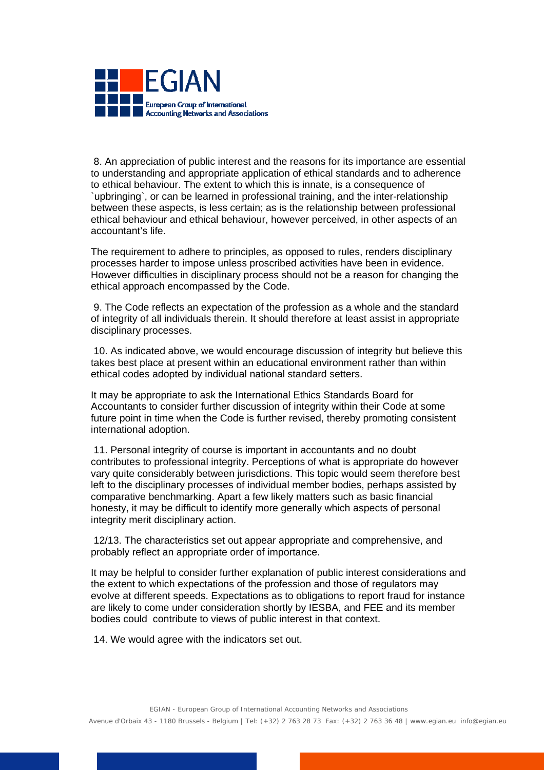8. An appreciation of public interest and the reasons for its importance are essential to understanding and appropriate application of ethical standards and to adherence to ethical behaviour. The extent to which this is innate, is a consequence of `upbringing`, or can be learned in professional training, and the inter-relationship between these aspects, is less certain; as is the relationship between professional ethical behaviour and ethical behaviour, however perceived, in other aspects of an accountant's life.

The requirement to adhere to principles, as opposed to rules, renders disciplinary processes harder to impose unless proscribed activities have been in evidence. However difficulties in disciplinary process should not be a reason for changing the ethical approach encompassed by the Code.

9. The Code reflects an expectation of the profession as a whole and the standard of integrity of all individuals therein. It should therefore at least assist in appropriate disciplinary processes.

10. As indicated above, we would encourage discussion of integrity but believe this takes best place at present within an educational environment rather than within ethical codes adopted by individual national standard setters.

It may be appropriate to ask the International Ethics Standards Board for Accountants to consider further discussion of integrity within their Code at some future point in time when the Code is further revised, thereby promoting consistent international adoption.

11. Personal integrity of course is important in accountants and no doubt contributes to professional integrity. Perceptions of what is appropriate do however vary quite considerably between jurisdictions. This topic would seem therefore best left to the disciplinary processes of individual member bodies, perhaps assisted by comparative benchmarking. Apart a few likely matters such as basic financial honesty, it may be difficult to identify more generally which aspects of personal integrity merit disciplinary action.

12/13. The characteristics set out appear appropriate and comprehensive, and probably reflect an appropriate order of importance.

It may be helpful to consider further explanation of public interest considerations and the extent to which expectations of the profession and those of regulators may evolve at different speeds. Expectations as to obligations to report fraud for instance are likely to come under consideration shortly by IESBA, and FEE and its member bodies could contribute to views of public interest in that context.

14. We would agree with the indicators set out.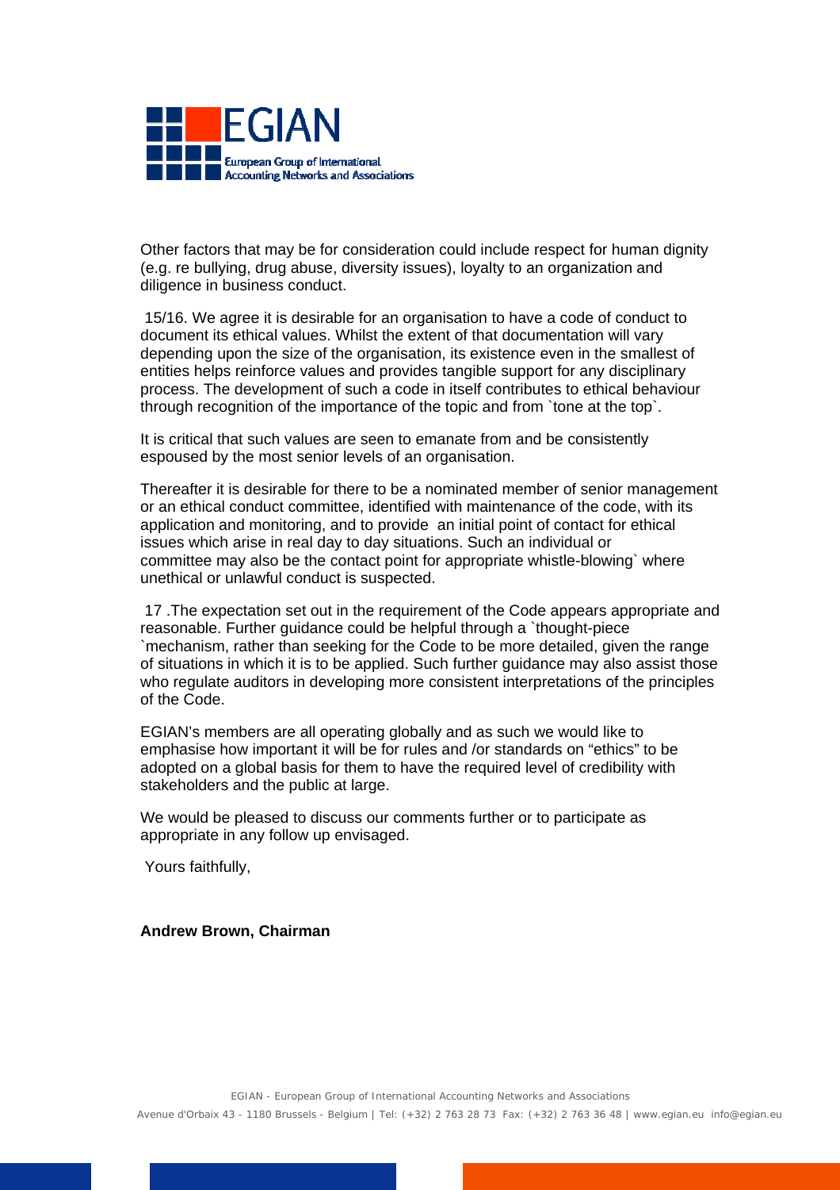Other factors that may be for consideration could include respect for human dignity (e.g. re bullying, drug abuse, diversity issues), loyalty to an organization and diligence in business conduct.

15/16. We agree it is desirable for an organisation to have a code of conduct to document its ethical values. Whilst the extent of that documentation will vary depending upon the size of the organisation, its existence even in the smallest of entities helps reinforce values and provides tangible support for any disciplinary process. The development of such a code in itself contributes to ethical behaviour through recognition of the importance of the topic and from `tone at the top`.

It is critical that such values are seen to emanate from and be consistently espoused by the most senior levels of an organisation.

Thereafter it is desirable for there to be a nominated member of senior management or an ethical conduct committee, identified with maintenance of the code, with its application and monitoring, and to provide an initial point of contact for ethical issues which arise in real day to day situations. Such an individual or committee may also be the contact point for appropriate whistle-blowing` where unethical or unlawful conduct is suspected.

17 .The expectation set out in the requirement of the Code appears appropriate and reasonable. Further guidance could be helpful through a `thought-piece `mechanism, rather than seeking for the Code to be more detailed, given the range of situations in which it is to be applied. Such further guidance may also assist those who regulate auditors in developing more consistent interpretations of the principles of the Code.

EGIAN's members are all operating globally and as such we would like to emphasise how important it will be for rules and /or standards on "ethics" to be adopted on a global basis for them to have the required level of credibility with stakeholders and the public at large.

We would be pleased to discuss our comments further or to participate as appropriate in any follow up envisaged.

Yours faithfully,

**Andrew Brown, Chairman**